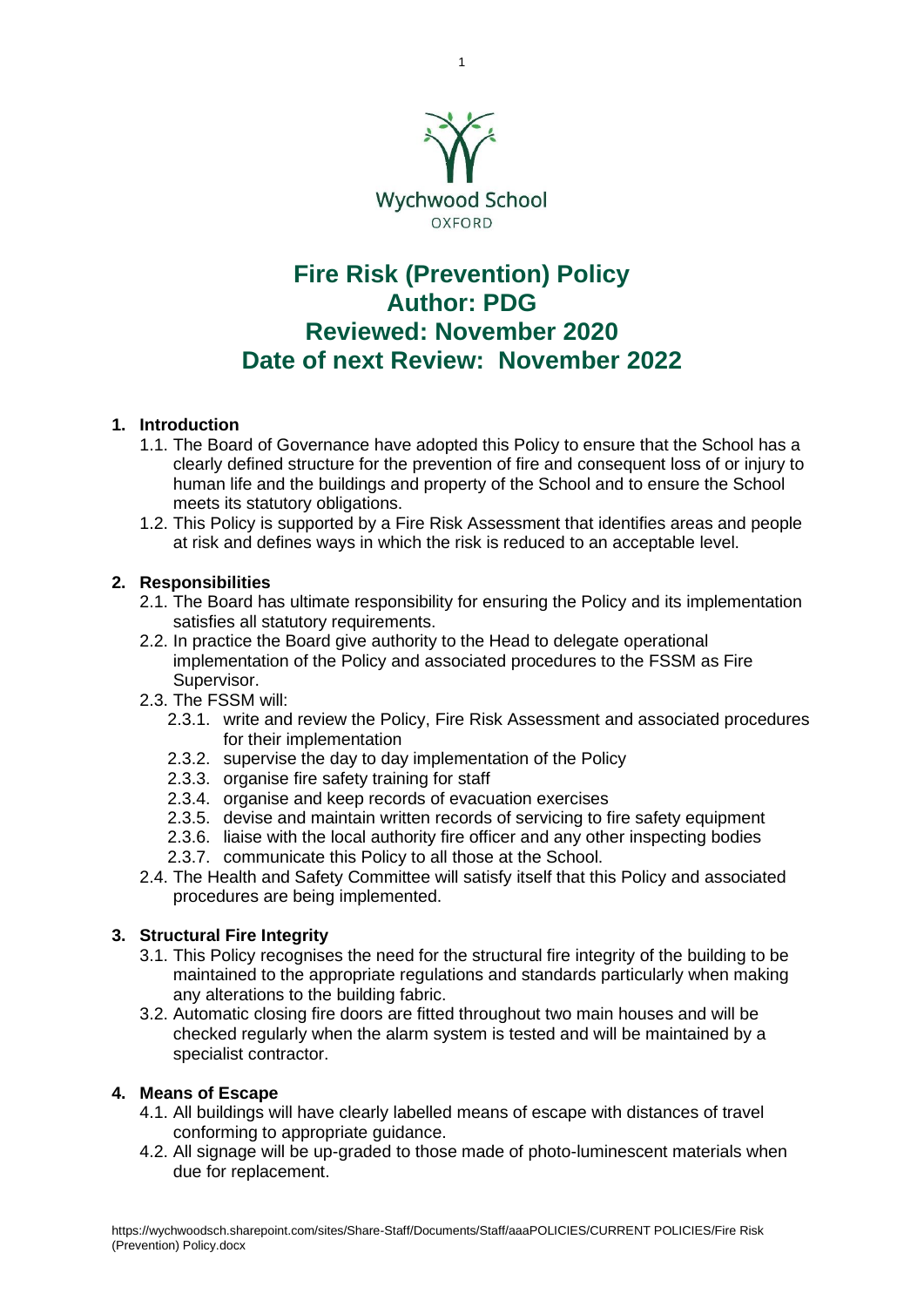Wychwood School
OXFORD

# Fire Risk (Prevention) Policy
# Author: PDG
# Reviewed: November 2020
# Date of next Review: November 2022

## 1. Introduction

1.1. The Board of Governance have adopted this Policy to ensure that the School has a clearly defined structure for the prevention of fire and consequent loss of or injury to human life and the buildings and property of the School and to ensure the School meets its statutory obligations.

1.2. This Policy is supported by a Fire Risk Assessment that identifies areas and people at risk and defines ways in which the risk is reduced to an acceptable level.

## 2. Responsibilities

2.1. The Board has ultimate responsibility for ensuring the Policy and its implementation satisfies all statutory requirements.

2.2. In practice the Board give authority to the Head to delegate operational implementation of the Policy and associated procedures to the FSSM as Fire Supervisor.

2.3. The FSSM will:

- 2.3.1. write and review the Policy, Fire Risk Assessment and associated procedures for their implementation
- 2.3.2. supervise the day to day implementation of the Policy
- 2.3.3. organise fire safety training for staff
- 2.3.4. organise and keep records of evacuation exercises
- 2.3.5. devise and maintain written records of servicing to fire safety equipment
- 2.3.6. liaise with the local authority fire officer and any other inspecting bodies
- 2.3.7. communicate this Policy to all those at the School.

2.4. The Health and Safety Committee will satisfy itself that this Policy and associated procedures are being implemented.

## 3. Structural Fire Integrity

3.1. This Policy recognises the need for the structural fire integrity of the building to be maintained to the appropriate regulations and standards particularly when making any alterations to the building fabric.

3.2. Automatic closing fire doors are fitted throughout two main houses and will be checked regularly when the alarm system is tested and will be maintained by a specialist contractor.

## 4. Means of Escape

4.1. All buildings will have clearly labelled means of escape with distances of travel conforming to appropriate guidance.

4.2. All signage will be up-graded to those made of photo-luminescent materials when due for replacement.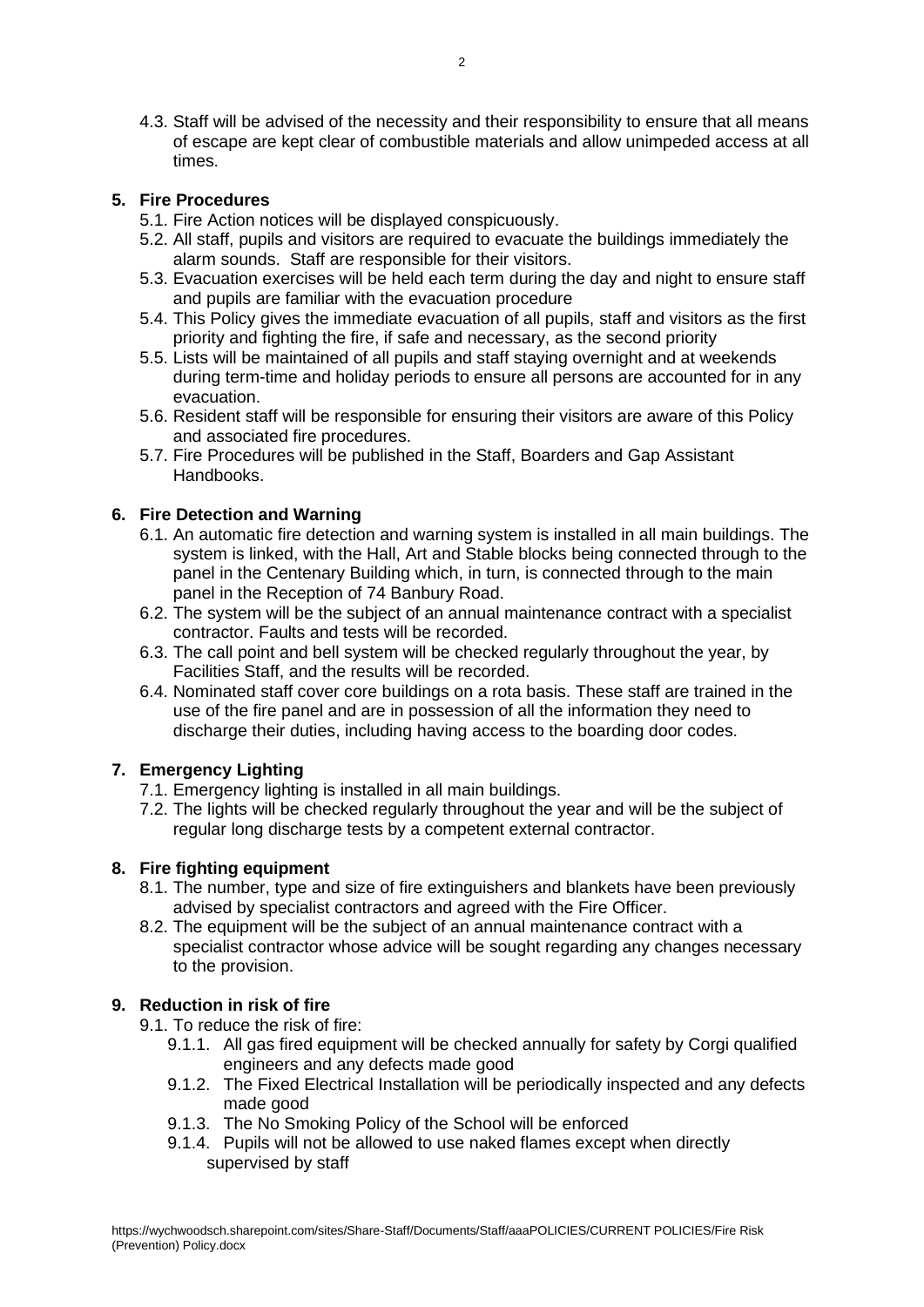4.3. Staff will be advised of the necessity and their responsibility to ensure that all means of escape are kept clear of combustible materials and allow unimpeded access at all times.

## 5. Fire Procedures

5.1. Fire Action notices will be displayed conspicuously.

5.2. All staff, pupils and visitors are required to evacuate the buildings immediately the alarm sounds. Staff are responsible for their visitors.

5.3. Evacuation exercises will be held each term during the day and night to ensure staff and pupils are familiar with the evacuation procedure

5.4. This Policy gives the immediate evacuation of all pupils, staff and visitors as the first priority and fighting the fire, if safe and necessary, as the second priority

5.5. Lists will be maintained of all pupils and staff staying overnight and at weekends during term-time and holiday periods to ensure all persons are accounted for in any evacuation.

5.6. Resident staff will be responsible for ensuring their visitors are aware of this Policy and associated fire procedures.

5.7. Fire Procedures will be published in the Staff, Boarders and Gap Assistant Handbooks.

## 6. Fire Detection and Warning

6.1. An automatic fire detection and warning system is installed in all main buildings. The system is linked, with the Hall, Art and Stable blocks being connected through to the panel in the Centenary Building which, in turn, is connected through to the main panel in the Reception of 74 Banbury Road.

6.2. The system will be the subject of an annual maintenance contract with a specialist contractor. Faults and tests will be recorded.

6.3. The call point and bell system will be checked regularly throughout the year, by Facilities Staff, and the results will be recorded.

6.4. Nominated staff cover core buildings on a rota basis. These staff are trained in the use of the fire panel and are in possession of all the information they need to discharge their duties, including having access to the boarding door codes.

## 7. Emergency Lighting

7.1. Emergency lighting is installed in all main buildings.

7.2. The lights will be checked regularly throughout the year and will be the subject of regular long discharge tests by a competent external contractor.

## 8. Fire fighting equipment

8.1. The number, type and size of fire extinguishers and blankets have been previously advised by specialist contractors and agreed with the Fire Officer.

8.2. The equipment will be the subject of an annual maintenance contract with a specialist contractor whose advice will be sought regarding any changes necessary to the provision.

## 9. Reduction in risk of fire

9.1. To reduce the risk of fire:

- 9.1.1. All gas fired equipment will be checked annually for safety by Corgi qualified engineers and any defects made good
- 9.1.2. The Fixed Electrical Installation will be periodically inspected and any defects made good
- 9.1.3. The No Smoking Policy of the School will be enforced
- 9.1.4. Pupils will not be allowed to use naked flames except when directly supervised by staff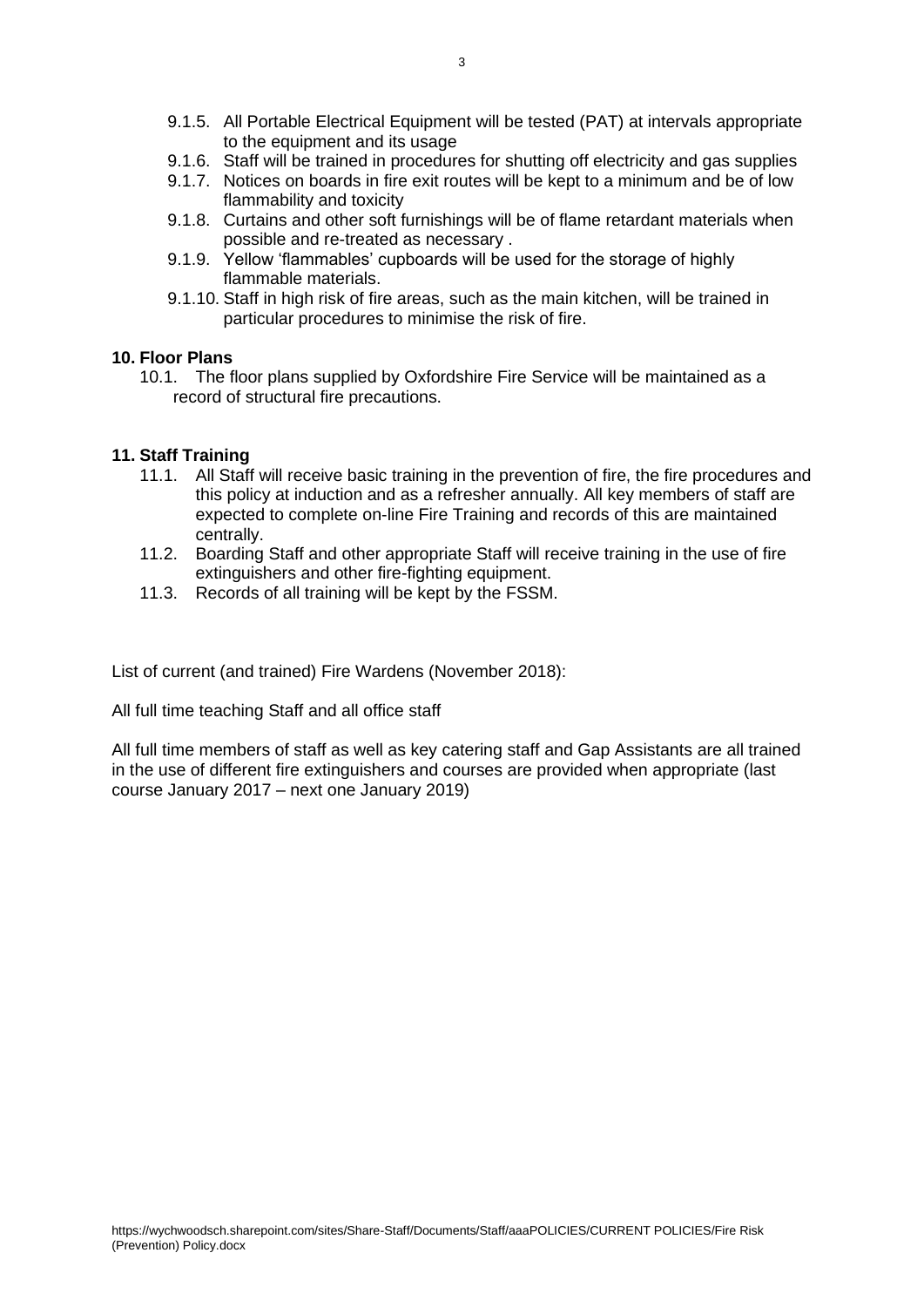- 9.1.5. All Portable Electrical Equipment will be tested (PAT) at intervals appropriate to the equipment and its usage
- 9.1.6. Staff will be trained in procedures for shutting off electricity and gas supplies
- 9.1.7. Notices on boards in fire exit routes will be kept to a minimum and be of low flammability and toxicity
- 9.1.8. Curtains and other soft furnishings will be of flame retardant materials when possible and re-treated as necessary .
- 9.1.9. Yellow 'flammables' cupboards will be used for the storage of highly flammable materials.
- 9.1.10. Staff in high risk of fire areas, such as the main kitchen, will be trained in particular procedures to minimise the risk of fire.

**10. Floor Plans**

- 10.1. The floor plans supplied by Oxfordshire Fire Service will be maintained as a record of structural fire precautions.

**11. Staff Training**

- 11.1. All Staff will receive basic training in the prevention of fire, the fire procedures and this policy at induction and as a refresher annually. All key members of staff are expected to complete on-line Fire Training and records of this are maintained centrally.
- 11.2. Boarding Staff and other appropriate Staff will receive training in the use of fire extinguishers and other fire-fighting equipment.
- 11.3. Records of all training will be kept by the FSSM.

List of current (and trained) Fire Wardens (November 2018):

All full time teaching Staff and all office staff

All full time members of staff as well as key catering staff and Gap Assistants are all trained in the use of different fire extinguishers and courses are provided when appropriate (last course January 2017 – next one January 2019)